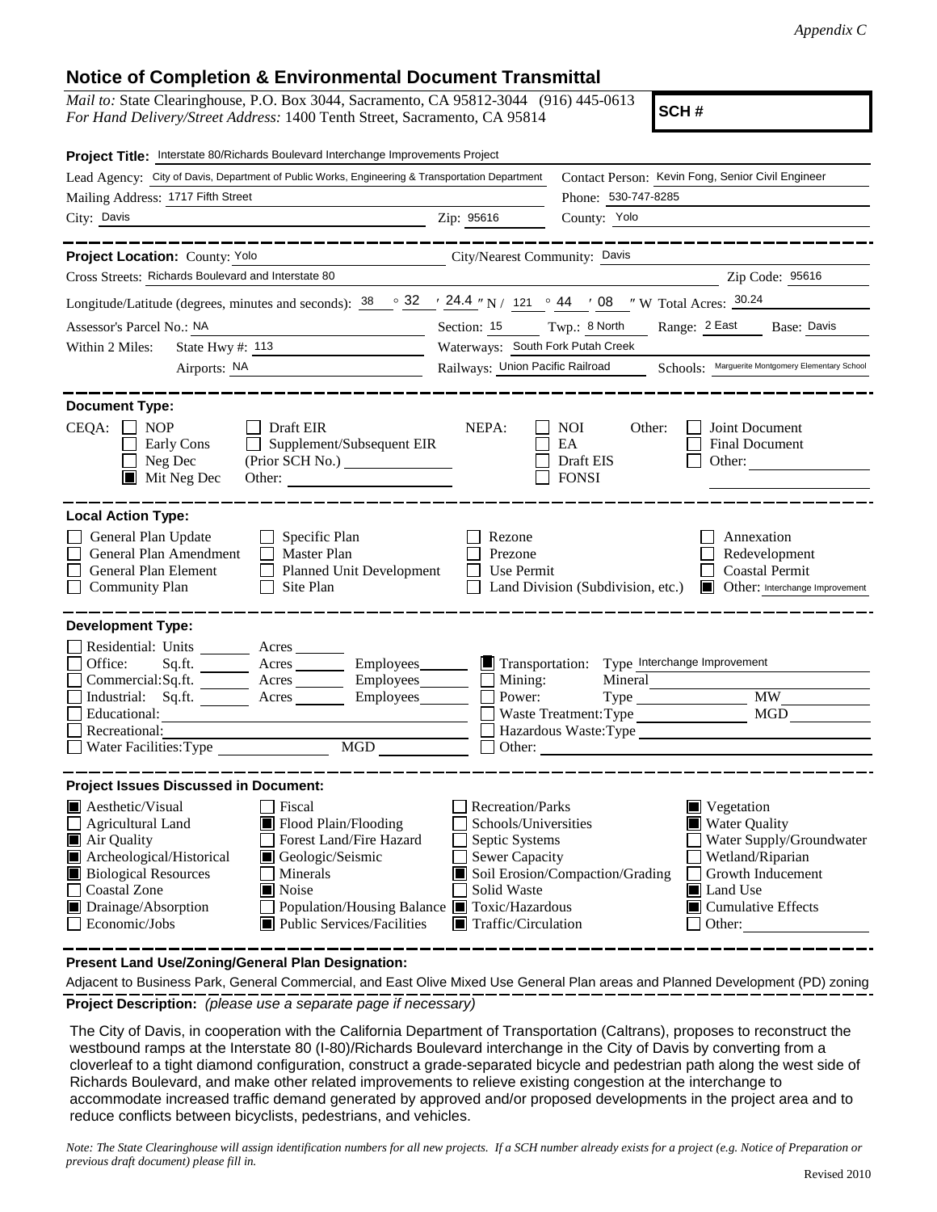*Appendix C*

# Notice of Completion & Environmental Document Transmittal

*Mail to:* State Clearinghouse, P.O. Box 3044, Sacramento, CA 95812-3044 (916) 445-0613
*For Hand Delivery/Street Address:* 1400 Tenth Street, Sacramento, CA 95814

**SCH #**

**Project Title:** Interstate 80/Richards Boulevard Interchange Improvements Project

Lead Agency: City of Davis, Department of Public Works, Engineering & Transportation Department
Contact Person: Kevin Fong, Senior Civil Engineer
Mailing Address: 1717 Fifth Street
Phone: 530-747-8285
City: Davis
Zip: 95616
County: Yolo

---

**Project Location:** County: Yolo
City/Nearest Community: Davis
Cross Streets: Richards Boulevard and Interstate 80
Zip Code: 95616

Longitude/Latitude (degrees, minutes and seconds): 38 ° 32 ′ 24.4 ″ N / 121 ° 44 ′ 08 ″ W Total Acres: 30.24

Assessor's Parcel No.: NA
Section: 15 Twp.: 8 North Range: 2 East Base: Davis

Within 2 Miles: State Hwy #: 113
Waterways: South Fork Putah Creek
Airports: NA
Railways: Union Pacific Railroad
Schools: Marguerite Montgomery Elementary School

---

**Document Type:**

CEQA:
- ☐ NOP
- ☐ Early Cons
- ☐ Neg Dec
- ☒ Mit Neg Dec
- ☐ Draft EIR
- ☐ Supplement/Subsequent EIR (Prior SCH No.) ______
- Other: ______

NEPA:
- ☐ NOI
- ☐ EA
- ☐ Draft EIS
- ☐ FONSI

Other:
- ☐ Joint Document
- ☐ Final Document
- ☐ Other: ______

---

**Local Action Type:**

- ☐ General Plan Update
- ☐ General Plan Amendment
- ☐ General Plan Element
- ☐ Community Plan
- ☐ Specific Plan
- ☐ Master Plan
- ☐ Planned Unit Development
- ☐ Site Plan
- ☐ Rezone
- ☐ Prezone
- ☐ Use Permit
- ☐ Land Division (Subdivision, etc.)
- ☐ Annexation
- ☐ Redevelopment
- ☐ Coastal Permit
- ☒ Other: Interchange Improvement

---

**Development Type:**

- ☐ Residential: Units ______ Acres ______
- ☐ Office: Sq.ft. ______ Acres ______ Employees ______
- ☐ Commercial: Sq.ft. ______ Acres ______ Employees ______
- ☐ Industrial: Sq.ft. ______ Acres ______ Employees ______
- ☐ Educational: ______
- ☐ Recreational: ______
- ☐ Water Facilities: Type ______ MGD ______
- ☒ Transportation: Type Interchange Improvement
- ☐ Mining: Mineral ______
- ☐ Power: Type ______ MW ______
- ☐ Waste Treatment: Type ______ MGD ______
- ☐ Hazardous Waste: Type ______
- ☐ Other: ______

---

**Project Issues Discussed in Document:**

- ☒ Aesthetic/Visual
- ☐ Agricultural Land
- ☒ Air Quality
- ☒ Archeological/Historical
- ☒ Biological Resources
- ☐ Coastal Zone
- ☒ Drainage/Absorption
- ☐ Economic/Jobs
- ☐ Fiscal
- ☒ Flood Plain/Flooding
- ☐ Forest Land/Fire Hazard
- ☒ Geologic/Seismic
- ☐ Minerals
- ☒ Noise
- ☐ Population/Housing Balance
- ☒ Public Services/Facilities
- ☐ Recreation/Parks
- ☐ Schools/Universities
- ☐ Septic Systems
- ☐ Sewer Capacity
- ☒ Soil Erosion/Compaction/Grading
- ☐ Solid Waste
- ☒ Toxic/Hazardous
- ☒ Traffic/Circulation
- ☒ Vegetation
- ☒ Water Quality
- ☐ Water Supply/Groundwater
- ☐ Wetland/Riparian
- ☐ Growth Inducement
- ☒ Land Use
- ☒ Cumulative Effects
- ☐ Other: ______

---

**Present Land Use/Zoning/General Plan Designation:**

Adjacent to Business Park, General Commercial, and East Olive Mixed Use General Plan areas and Planned Development (PD) zoning

**Project Description:** *(please use a separate page if necessary)*

The City of Davis, in cooperation with the California Department of Transportation (Caltrans), proposes to reconstruct the westbound ramps at the Interstate 80 (I-80)/Richards Boulevard interchange in the City of Davis by converting from a cloverleaf to a tight diamond configuration, construct a grade-separated bicycle and pedestrian path along the west side of Richards Boulevard, and make other related improvements to relieve existing congestion at the interchange to accommodate increased traffic demand generated by approved and/or proposed developments in the project area and to reduce conflicts between bicyclists, pedestrians, and vehicles.

*Note: The State Clearinghouse will assign identification numbers for all new projects. If a SCH number already exists for a project (e.g. Notice of Preparation or previous draft document) please fill in.*

Revised 2010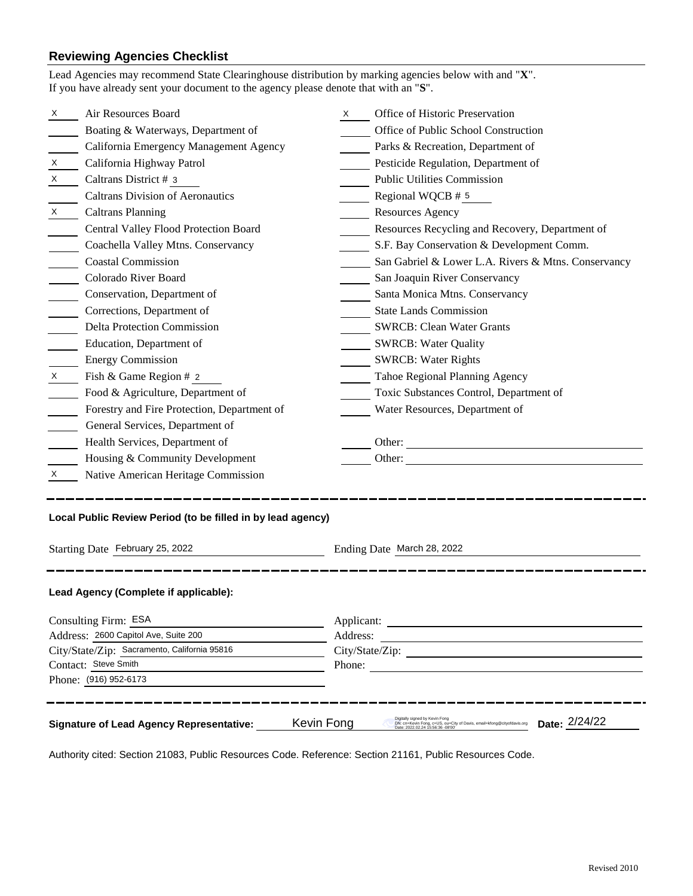## Reviewing Agencies Checklist

Lead Agencies may recommend State Clearinghouse distribution by marking agencies below with and "**X**".
If you have already sent your document to the agency please denote that with an "**S**".

| | | | |
|---|---|---|---|
| X | Air Resources Board | X | Office of Historic Preservation |
| | Boating & Waterways, Department of | | Office of Public School Construction |
| | California Emergency Management Agency | | Parks & Recreation, Department of |
| X | California Highway Patrol | | Pesticide Regulation, Department of |
| X | Caltrans District # 3 | | Public Utilities Commission |
| | Caltrans Division of Aeronautics | | Regional WQCB # 5 |
| X | Caltrans Planning | | Resources Agency |
| | Central Valley Flood Protection Board | | Resources Recycling and Recovery, Department of |
| | Coachella Valley Mtns. Conservancy | | S.F. Bay Conservation & Development Comm. |
| | Coastal Commission | | San Gabriel & Lower L.A. Rivers & Mtns. Conservancy |
| | Colorado River Board | | San Joaquin River Conservancy |
| | Conservation, Department of | | Santa Monica Mtns. Conservancy |
| | Corrections, Department of | | State Lands Commission |
| | Delta Protection Commission | | SWRCB: Clean Water Grants |
| | Education, Department of | | SWRCB: Water Quality |
| | Energy Commission | | SWRCB: Water Rights |
| X | Fish & Game Region # 2 | | Tahoe Regional Planning Agency |
| | Food & Agriculture, Department of | | Toxic Substances Control, Department of |
| | Forestry and Fire Protection, Department of | | Water Resources, Department of |
| | General Services, Department of | | |
| | Health Services, Department of | | Other: |
| | Housing & Community Development | | Other: |
| X | Native American Heritage Commission | | |

---

**Local Public Review Period (to be filled in by lead agency)**

Starting Date February 25, 2022 Ending Date March 28, 2022

---

**Lead Agency (Complete if applicable):**

| | |
|---|---|
| Consulting Firm: ESA | Applicant: |
| Address: 2600 Capitol Ave, Suite 200 | Address: |
| City/State/Zip: Sacramento, California 95816 | City/State/Zip: |
| Contact: Steve Smith | Phone: |
| Phone: (916) 952-6173 | |

---

**Signature of Lead Agency Representative:** Kevin Fong Digitally signed by Kevin Fong DN: cn=Kevin Fong, c=US, ou=City of Davis, email=kfong@cityofdavis.org Date: 2022.02.24 15:56:36 -08'00' **Date:** 2/24/22

Authority cited: Section 21083, Public Resources Code. Reference: Section 21161, Public Resources Code.

Revised 2010